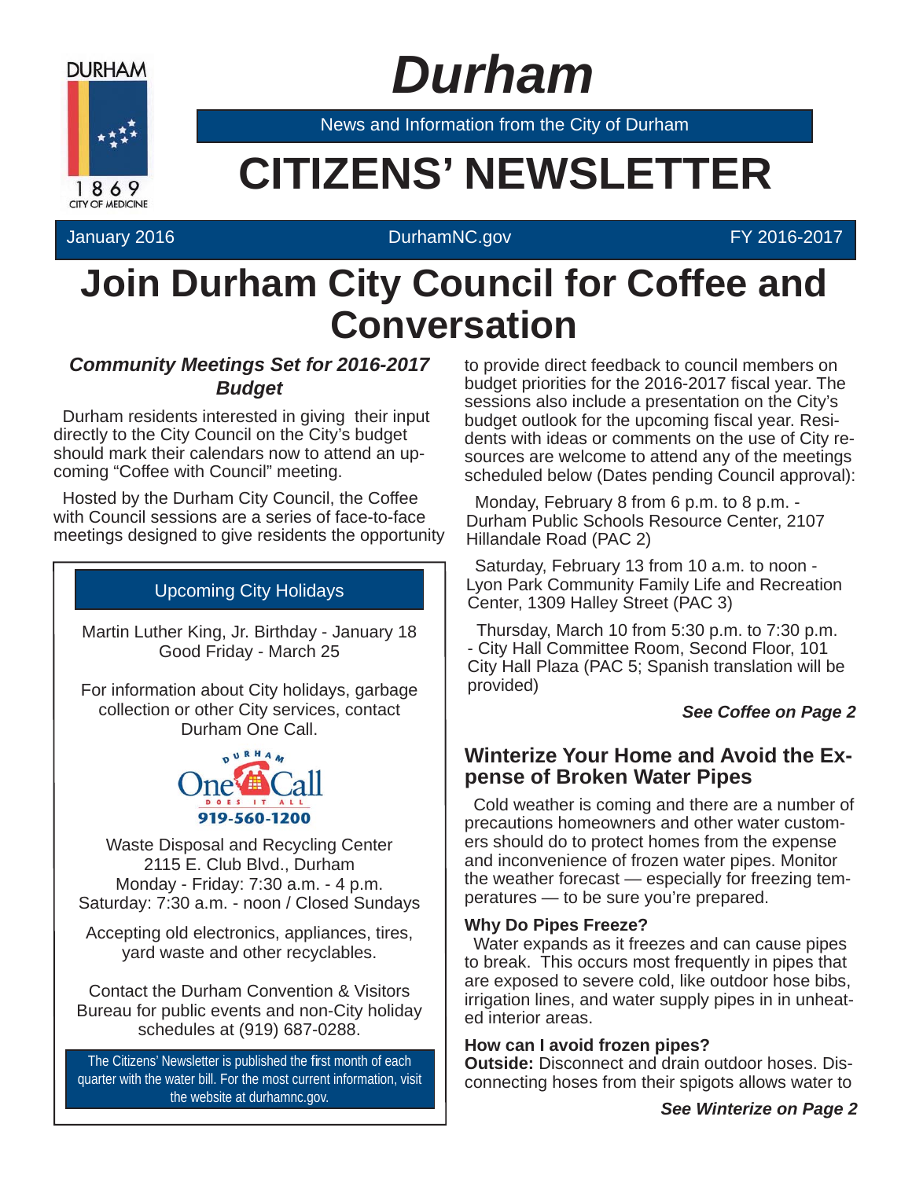# Durham

News and Information from the City of Durham

# CITIZENS' NEWSLETTER

January 2016 | DurhamNC.gov | FY 2016-2017

## Join Durham City Council for Coffee and Conversation

***Community Meetings Set for 2016-2017 Budget***

Durham residents interested in giving their input directly to the City Council on the City's budget should mark their calendars now to attend an upcoming "Coffee with Council" meeting.

Hosted by the Durham City Council, the Coffee with Council sessions are a series of face-to-face meetings designed to give residents the opportunity to provide direct feedback to council members on budget priorities for the 2016-2017 fiscal year. The sessions also include a presentation on the City's budget outlook for the upcoming fiscal year. Residents with ideas or comments on the use of City resources are welcome to attend any of the meetings scheduled below (Dates pending Council approval):

Monday, February 8 from 6 p.m. to 8 p.m. - Durham Public Schools Resource Center, 2107 Hillandale Road (PAC 2)

Saturday, February 13 from 10 a.m. to noon - Lyon Park Community Family Life and Recreation Center, 1309 Halley Street (PAC 3)

Thursday, March 10 from 5:30 p.m. to 7:30 p.m. - City Hall Committee Room, Second Floor, 101 City Hall Plaza (PAC 5; Spanish translation will be provided)

***See Coffee on Page 2***

### Upcoming City Holidays

Martin Luther King, Jr. Birthday - January 18
Good Friday - March 25

For information about City holidays, garbage collection or other City services, contact Durham One Call.

Durham One Call — Does It All
919-560-1200

Waste Disposal and Recycling Center
2115 E. Club Blvd., Durham
Monday - Friday: 7:30 a.m. - 4 p.m.
Saturday: 7:30 a.m. - noon / Closed Sundays

Accepting old electronics, appliances, tires, yard waste and other recyclables.

Contact the Durham Convention & Visitors Bureau for public events and non-City holiday schedules at (919) 687-0288.

The Citizens' Newsletter is published the first month of each quarter with the water bill. For the most current information, visit the website at durhamnc.gov.

## Winterize Your Home and Avoid the Expense of Broken Water Pipes

Cold weather is coming and there are a number of precautions homeowners and other water customers should do to protect homes from the expense and inconvenience of frozen water pipes. Monitor the weather forecast — especially for freezing temperatures — to be sure you're prepared.

### Why Do Pipes Freeze?

Water expands as it freezes and can cause pipes to break. This occurs most frequently in pipes that are exposed to severe cold, like outdoor hose bibs, irrigation lines, and water supply pipes in in unheated interior areas.

### How can I avoid frozen pipes?

**Outside:** Disconnect and drain outdoor hoses. Disconnecting hoses from their spigots allows water to

***See Winterize on Page 2***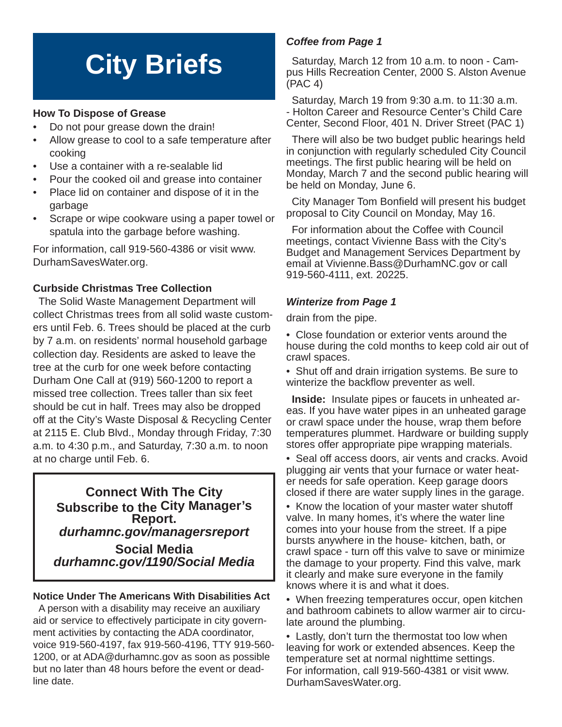# City Briefs

### How To Dispose of Grease

- Do not pour grease down the drain!
- Allow grease to cool to a safe temperature after cooking
- Use a container with a re-sealable lid
- Pour the cooked oil and grease into container
- Place lid on container and dispose of it in the garbage
- Scrape or wipe cookware using a paper towel or spatula into the garbage before washing.

For information, call 919-560-4386 or visit www.DurhamSavesWater.org.

### Curbside Christmas Tree Collection

The Solid Waste Management Department will collect Christmas trees from all solid waste customers until Feb. 6. Trees should be placed at the curb by 7 a.m. on residents' normal household garbage collection day. Residents are asked to leave the tree at the curb for one week before contacting Durham One Call at (919) 560-1200 to report a missed tree collection. Trees taller than six feet should be cut in half. Trees may also be dropped off at the City's Waste Disposal & Recycling Center at 2115 E. Club Blvd., Monday through Friday, 7:30 a.m. to 4:30 p.m., and Saturday, 7:30 a.m. to noon at no charge until Feb. 6.

**Connect With The City**

**Subscribe to the City Manager's Report.**

***durhamnc.gov/managersreport***

**Social Media**

***durhamnc.gov/1190/Social Media***

### Notice Under The Americans With Disabilities Act

A person with a disability may receive an auxiliary aid or service to effectively participate in city government activities by contacting the ADA coordinator, voice 919-560-4197, fax 919-560-4196, TTY 919-560-1200, or at ADA@durhamnc.gov as soon as possible but no later than 48 hours before the event or deadline date.

### *Coffee from Page 1*

Saturday, March 12 from 10 a.m. to noon - Campus Hills Recreation Center, 2000 S. Alston Avenue (PAC 4)

Saturday, March 19 from 9:30 a.m. to 11:30 a.m. - Holton Career and Resource Center's Child Care Center, Second Floor, 401 N. Driver Street (PAC 1)

There will also be two budget public hearings held in conjunction with regularly scheduled City Council meetings. The first public hearing will be held on Monday, March 7 and the second public hearing will be held on Monday, June 6.

City Manager Tom Bonfield will present his budget proposal to City Council on Monday, May 16.

For information about the Coffee with Council meetings, contact Vivienne Bass with the City's Budget and Management Services Department by email at Vivienne.Bass@DurhamNC.gov or call 919-560-4111, ext. 20225.

### *Winterize from Page 1*

drain from the pipe.

- Close foundation or exterior vents around the house during the cold months to keep cold air out of crawl spaces.
- Shut off and drain irrigation systems. Be sure to winterize the backflow preventer as well.

**Inside:** Insulate pipes or faucets in unheated areas. If you have water pipes in an unheated garage or crawl space under the house, wrap them before temperatures plummet. Hardware or building supply stores offer appropriate pipe wrapping materials.

- Seal off access doors, air vents and cracks. Avoid plugging air vents that your furnace or water heater needs for safe operation. Keep garage doors closed if there are water supply lines in the garage.
- Know the location of your master water shutoff valve. In many homes, it's where the water line comes into your house from the street. If a pipe bursts anywhere in the house- kitchen, bath, or crawl space - turn off this valve to save or minimize the damage to your property. Find this valve, mark it clearly and make sure everyone in the family knows where it is and what it does.
- When freezing temperatures occur, open kitchen and bathroom cabinets to allow warmer air to circulate around the plumbing.
- Lastly, don't turn the thermostat too low when leaving for work or extended absences. Keep the temperature set at normal nighttime settings.

For information, call 919-560-4381 or visit www.DurhamSavesWater.org.